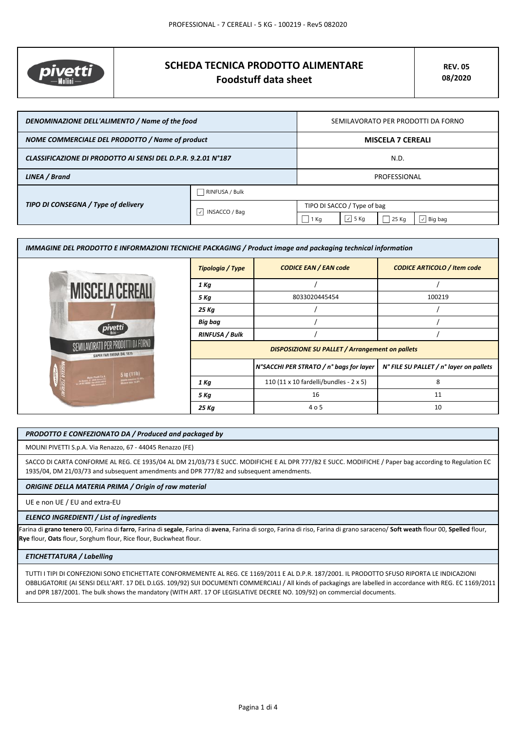# SCHEDA TECNICA PRODOTTO ALIMENTARE
## Foodstuff data sheet

**REV. 05**
**08/2020**

| | | | | | |
|---|---|---|---|---|---|
| ***DENOMINAZIONE DELL'ALIMENTO / Name of the food*** | | SEMILAVORATO PER PRODOTTI DA FORNO | | | |
| ***NOME COMMERCIALE DEL PRODOTTO / Name of product*** | | **MISCELA 7 CEREALI** | | | |
| ***CLASSIFICAZIONE DI PRODOTTO AI SENSI DEL D.P.R. 9.2.01 N°187*** | | N.D. | | | |
| ***LINEA / Brand*** | | PROFESSIONAL | | | |
| ***TIPO DI CONSEGNA / Type of delivery*** | ☐ RINFUSA / Bulk | | | | |
| | ☑ INSACCO / Bag | TIPO DI SACCO / Type of bag | | | |
| | | ☐ 1 Kg | ☑ 5 Kg | ☐ 25 Kg | ☑ Big bag |

### *IMMAGINE DEL PRODOTTO E INFORMAZIONI TECNICHE PACKAGING / Product image and packaging technical information*

| ***Tipologia / Type*** | ***CODICE EAN / EAN code*** | ***CODICE ARTICOLO / Item code*** |
|---|---|---|
| ***1 Kg*** | / | / |
| ***5 Kg*** | 8033020445454 | 100219 |
| ***25 Kg*** | / | / |
| ***Big bag*** | / | / |
| ***RINFUSA / Bulk*** | / | / |

***DISPOSIZIONE SU PALLET / Arrangement on pallets***

| | ***N°SACCHI PER STRATO / n° bags for layer*** | ***N° FILE SU PALLET / n° layer on pallets*** |
|---|---|---|
| ***1 Kg*** | 110 (11 x 10 fardelli/bundles - 2 x 5) | 8 |
| ***5 Kg*** | 16 | 11 |
| ***25 Kg*** | 4 o 5 | 10 |

### *PRODOTTO E CONFEZIONATO DA / Produced and packaged by*

MOLINI PIVETTI S.p.A. Via Renazzo, 67 - 44045 Renazzo (FE)

SACCO DI CARTA CONFORME AL REG. CE 1935/04 AL DM 21/03/73 E SUCC. MODIFICHE E AL DPR 777/82 E SUCC. MODIFICHE / Paper bag according to Regulation EC 1935/04, DM 21/03/73 and subsequent amendments and DPR 777/82 and subsequent amendments.

### *ORIGINE DELLA MATERIA PRIMA / Origin of raw material*

UE e non UE / EU and extra-EU

### *ELENCO INGREDIENTI / List of ingredients*

Farina di **grano tenero** 00, Farina di **farro**, Farina di **segale**, Farina di **avena**, Farina di sorgo, Farina di riso, Farina di grano saraceno/ **Soft weath** flour 00, **Spelled** flour, **Rye** flour, **Oats** flour, Sorghum flour, Rice flour, Buckwheat flour.

### *ETICHETTATURA / Labelling*

TUTTI I TIPI DI CONFEZIONI SONO ETICHETTATE CONFORMEMENTE AL REG. CE 1169/2011 E AL D.P.R. 187/2001. IL PRODOTTO SFUSO RIPORTA LE INDICAZIONI OBBLIGATORIE (AI SENSI DELL'ART. 17 DEL D.LGS. 109/92) SUI DOCUMENTI COMMERCIALI / All kinds of packagings are labelled in accordance with REG. EC 1169/2011 and DPR 187/2001. The bulk shows the mandatory (WITH ART. 17 OF LEGISLATIVE DECREE NO. 109/92) on commercial documents.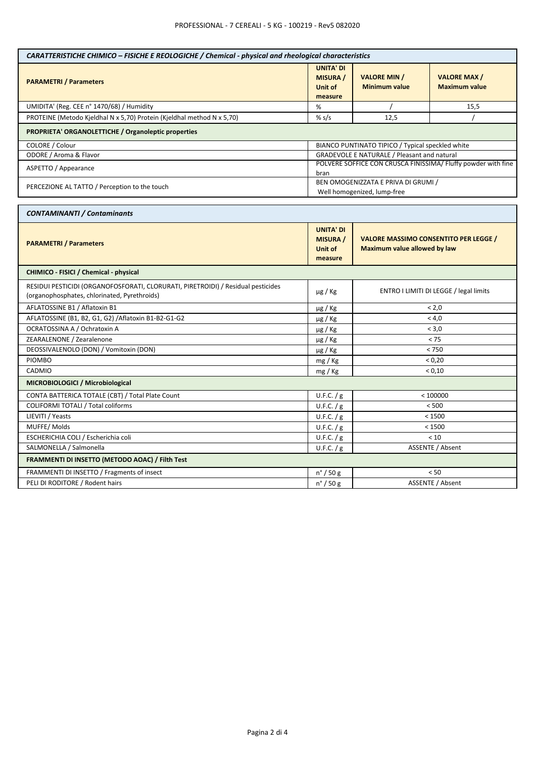| *CARATTERISTICHE CHIMICO – FISICHE E REOLOGICHE / Chemical - physical and rheological characteristics* | | | |
|---|---|---|---|
| **PARAMETRI / Parameters** | **UNITA' DI MISURA / Unit of measure** | **VALORE MIN / Minimum value** | **VALORE MAX / Maximum value** |
| UMIDITA' (Reg. CEE n° 1470/68) / Humidity | % | / | 15,5 |
| PROTEINE (Metodo Kjeldhal N x 5,70) Protein (Kjeldhal method N x 5,70) | % s/s | 12,5 | / |
| **PROPRIETA' ORGANOLETTICHE / Organoleptic properties** | | | |
| COLORE / Colour | BIANCO PUNTINATO TIPICO / Typical speckled white | | |
| ODORE / Aroma & Flavor | GRADEVOLE E NATURALE / Pleasant and natural | | |
| ASPETTO / Appearance | POLVERE SOFFICE CON CRUSCA FINISSIMA/ Fluffy powder with fine bran | | |
| PERCEZIONE AL TATTO / Perception to the touch | BEN OMOGENIZZATA E PRIVA DI GRUMI / Well homogenized, lump-free | | |

| *CONTAMINANTI / Contaminants* | | |
|---|---|---|
| **PARAMETRI / Parameters** | **UNITA' DI MISURA / Unit of measure** | **VALORE MASSIMO CONSENTITO PER LEGGE / Maximum value allowed by law** |
| **CHIMICO - FISICI / Chemical - physical** | | |
| RESIDUI PESTICIDI (ORGANOFOSFORATI, CLORURATI, PIRETROIDI) / Residual pesticides (organophosphates, chlorinated, Pyrethroids) | µg / Kg | ENTRO I LIMITI DI LEGGE / legal limits |
| AFLATOSSINE B1 / Aflatoxin B1 | µg / Kg | < 2,0 |
| AFLATOSSINE (B1, B2, G1, G2) /Aflatoxin B1-B2-G1-G2 | µg / Kg | < 4,0 |
| OCRATOSSINA A / Ochratoxin A | µg / Kg | < 3,0 |
| ZEARALENONE / Zearalenone | µg / Kg | < 75 |
| DEOSSIVALENOLO (DON) / Vomitoxin (DON) | µg / Kg | < 750 |
| PIOMBO | mg / Kg | < 0,20 |
| CADMIO | mg / Kg | < 0,10 |
| **MICROBIOLOGICI / Microbiological** | | |
| CONTA BATTERICA TOTALE (CBT) / Total Plate Count | U.F.C. / g | < 100000 |
| COLIFORMI TOTALI / Total coliforms | U.F.C. / g | < 500 |
| LIEVITI / Yeasts | U.F.C. / g | < 1500 |
| MUFFE/ Molds | U.F.C. / g | < 1500 |
| ESCHERICHIA COLI / Escherichia coli | U.F.C. / g | < 10 |
| SALMONELLA / Salmonella | U.F.C. / g | ASSENTE / Absent |
| **FRAMMENTI DI INSETTO (METODO AOAC) / Filth Test** | | |
| FRAMMENTI DI INSETTO / Fragments of insect | n° / 50 g | < 50 |
| PELI DI RODITORE / Rodent hairs | n° / 50 g | ASSENTE / Absent |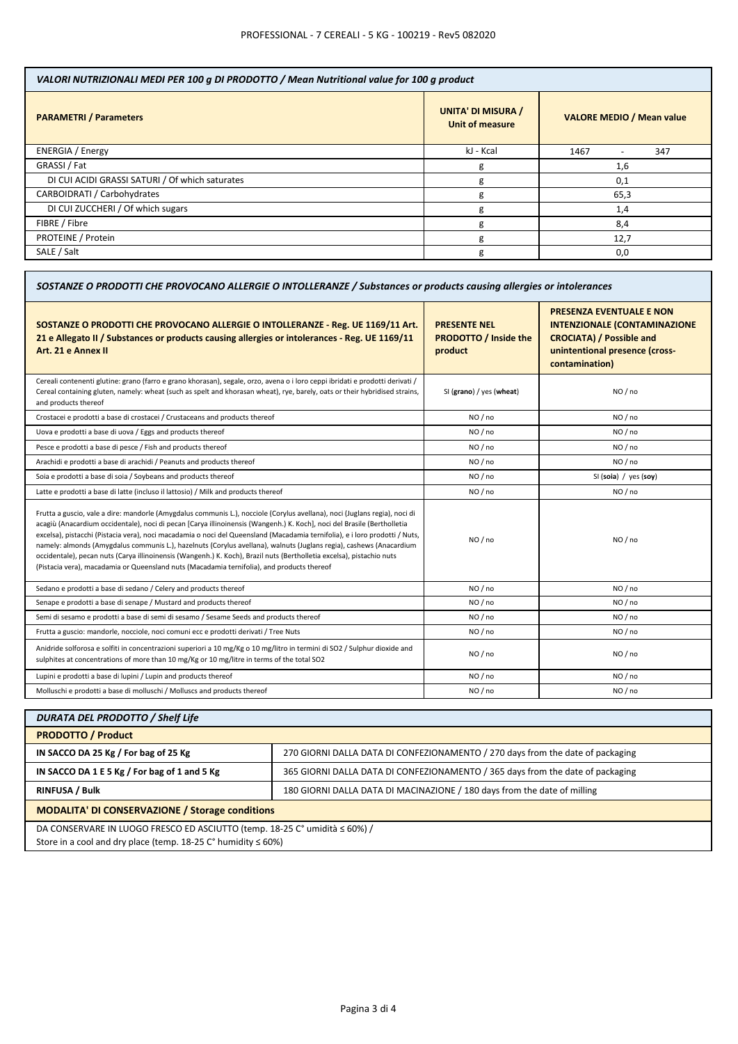| *VALORI NUTRIZIONALI MEDI PER 100 g DI PRODOTTO / Mean Nutritional value for 100 g product* | | |
|---|---|---|
| **PARAMETRI / Parameters** | **UNITA' DI MISURA / Unit of measure** | **VALORE MEDIO / Mean value** |
| ENERGIA / Energy | kJ - Kcal | 1467 - 347 |
| GRASSI / Fat | g | 1,6 |
| DI CUI ACIDI GRASSI SATURI / Of which saturates | g | 0,1 |
| CARBOIDRATI / Carbohydrates | g | 65,3 |
| DI CUI ZUCCHERI / Of which sugars | g | 1,4 |
| FIBRE / Fibre | g | 8,4 |
| PROTEINE / Protein | g | 12,7 |
| SALE / Salt | g | 0,0 |

| *SOSTANZE O PRODOTTI CHE PROVOCANO ALLERGIE O INTOLLERANZE / Substances or products causing allergies or intolerances* | | |
|---|---|---|
| **SOSTANZE O PRODOTTI CHE PROVOCANO ALLERGIE O INTOLLERANZE - Reg. UE 1169/11 Art. 21 e Allegato II / Substances or products causing allergies or intolerances - Reg. UE 1169/11 Art. 21 e Annex II** | **PRESENTE NEL PRODOTTO / Inside the product** | **PRESENZA EVENTUALE E NON INTENZIONALE (CONTAMINAZIONE CROCIATA) / Possible and unintentional presence (cross-contamination)** |
| Cereali contenenti glutine: grano (farro e grano khorasan), segale, orzo, avena o i loro ceppi ibridati e prodotti derivati / Cereal containing gluten, namely: wheat (such as spelt and khorasan wheat), rye, barely, oats or their hybridised strains, and products thereof | SI (**grano**) / yes (**wheat**) | NO / no |
| Crostacei e prodotti a base di crostacei / Crustaceans and products thereof | NO / no | NO / no |
| Uova e prodotti a base di uova / Eggs and products thereof | NO / no | NO / no |
| Pesce e prodotti a base di pesce / Fish and products thereof | NO / no | NO / no |
| Arachidi e prodotti a base di arachidi / Peanuts and products thereof | NO / no | NO / no |
| Soia e prodotti a base di soia / Soybeans and products thereof | NO / no | SI (**soia**) / yes (**soy**) |
| Latte e prodotti a base di latte (incluso il lattosio) / Milk and products thereof | NO / no | NO / no |
| Frutta a guscio, vale a dire: mandorle (Amygdalus communis L.), nocciole (Corylus avellana), noci (Juglans regia), noci di acagiù (Anacardium occidentale), noci di pecan [Carya illinoinensis (Wangenh.) K. Koch], noci del Brasile (Bertholletia excelsa), pistacchi (Pistacia vera), noci macadamia o noci del Queensland (Macadamia ternifolia), e i loro prodotti / Nuts, namely: almonds (Amygdalus communis L.), hazelnuts (Corylus avellana), walnuts (Juglans regia), cashews (Anacardium occidentale), pecan nuts (Carya illinoinensis (Wangenh.) K. Koch), Brazil nuts (Bertholletia excelsa), pistachio nuts (Pistacia vera), macadamia or Queensland nuts (Macadamia ternifolia), and products thereof | NO / no | NO / no |
| Sedano e prodotti a base di sedano / Celery and products thereof | NO / no | NO / no |
| Senape e prodotti a base di senape / Mustard and products thereof | NO / no | NO / no |
| Semi di sesamo e prodotti a base di semi di sesamo / Sesame Seeds and products thereof | NO / no | NO / no |
| Frutta a guscio: mandorle, nocciole, noci comuni ecc e prodotti derivati / Tree Nuts | NO / no | NO / no |
| Anidride solforosa e solfiti in concentrazioni superiori a 10 mg/Kg o 10 mg/litro in termini di SO2 / Sulphur dioxide and sulphites at concentrations of more than 10 mg/Kg or 10 mg/litre in terms of the total SO2 | NO / no | NO / no |
| Lupini e prodotti a base di lupini / Lupin and products thereof | NO / no | NO / no |
| Molluschi e prodotti a base di molluschi / Molluscs and products thereof | NO / no | NO / no |

| *DURATA DEL PRODOTTO / Shelf Life* | |
|---|---|
| **PRODOTTO / Product** | |
| **IN SACCO DA 25 Kg / For bag of 25 Kg** | 270 GIORNI DALLA DATA DI CONFEZIONAMENTO / 270 days from the date of packaging |
| **IN SACCO DA 1 E 5 Kg / For bag of 1 and 5 Kg** | 365 GIORNI DALLA DATA DI CONFEZIONAMENTO / 365 days from the date of packaging |
| **RINFUSA / Bulk** | 180 GIORNI DALLA DATA DI MACINAZIONE / 180 days from the date of milling |
| **MODALITA' DI CONSERVAZIONE / Storage conditions** | |
| DA CONSERVARE IN LUOGO FRESCO ED ASCIUTTO (temp. 18-25 C° umidità ≤ 60%) / Store in a cool and dry place (temp. 18-25 C° humidity ≤ 60%) | |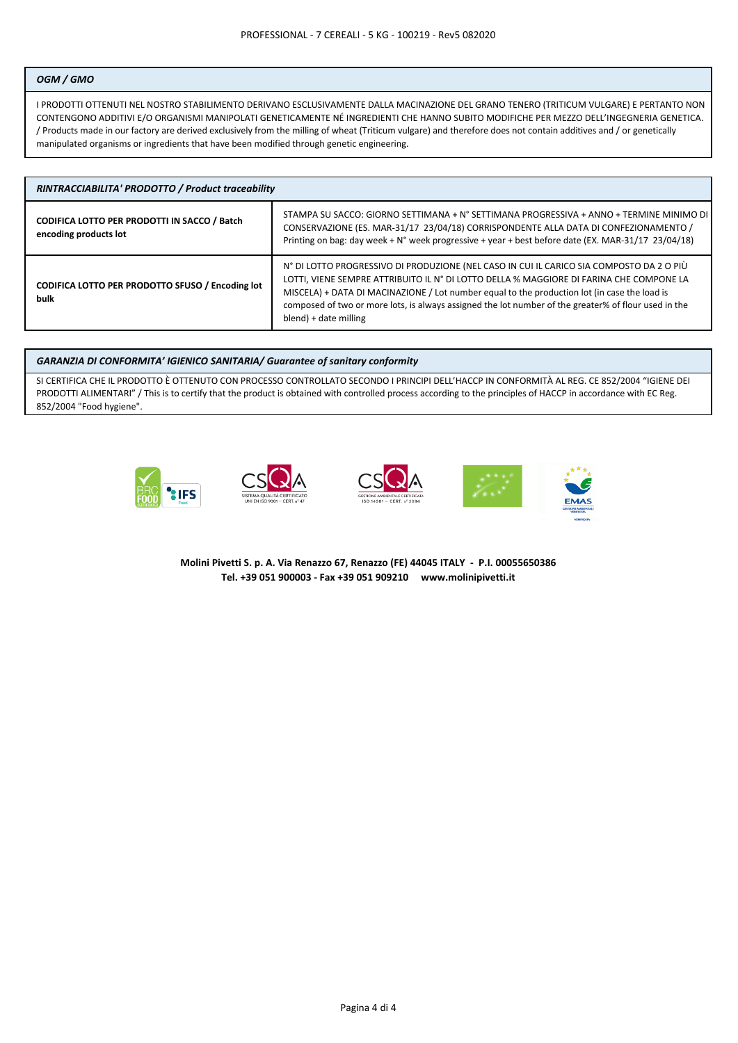### *OGM / GMO*

I PRODOTTI OTTENUTI NEL NOSTRO STABILIMENTO DERIVANO ESCLUSIVAMENTE DALLA MACINAZIONE DEL GRANO TENERO (TRITICUM VULGARE) E PERTANTO NON CONTENGONO ADDITIVI E/O ORGANISMI MANIPOLATI GENETICAMENTE NÉ INGREDIENTI CHE HANNO SUBITO MODIFICHE PER MEZZO DELL'INGEGNERIA GENETICA. / Products made in our factory are derived exclusively from the milling of wheat (Triticum vulgare) and therefore does not contain additives and / or genetically manipulated organisms or ingredients that have been modified through genetic engineering.

### *RINTRACCIABILITA' PRODOTTO / Product traceability*

| | |
|---|---|
| **CODIFICA LOTTO PER PRODOTTI IN SACCO / Batch encoding products lot** | STAMPA SU SACCO: GIORNO SETTIMANA + N° SETTIMANA PROGRESSIVA + ANNO + TERMINE MINIMO DI CONSERVAZIONE (ES. MAR-31/17 23/04/18) CORRISPONDENTE ALLA DATA DI CONFEZIONAMENTO / Printing on bag: day week + N° week progressive + year + best before date (EX. MAR-31/17 23/04/18) |
| **CODIFICA LOTTO PER PRODOTTO SFUSO / Encoding lot bulk** | N° DI LOTTO PROGRESSIVO DI PRODUZIONE (NEL CASO IN CUI IL CARICO SIA COMPOSTO DA 2 O PIÙ LOTTI, VIENE SEMPRE ATTRIBUITO IL N° DI LOTTO DELLA % MAGGIORE DI FARINA CHE COMPONE LA MISCELA) + DATA DI MACINAZIONE / Lot number equal to the production lot (in case the load is composed of two or more lots, is always assigned the lot number of the greater% of flour used in the blend) + date milling |

### *GARANZIA DI CONFORMITA' IGIENICO SANITARIA/ Guarantee of sanitary conformity*

SI CERTIFICA CHE IL PRODOTTO È OTTENUTO CON PROCESSO CONTROLLATO SECONDO I PRINCIPI DELL'HACCP IN CONFORMITÀ AL REG. CE 852/2004 "IGIENE DEI PRODOTTI ALIMENTARI" / This is to certify that the product is obtained with controlled process according to the principles of HACCP in accordance with EC Reg. 852/2004 "Food hygiene".

BRC FOOD CERTIFICATED — IFS Food — CSQA SISTEMA QUALITÀ CERTIFICATO UNI EN ISO 9001 – CERT. n° 47 — CSQA GESTIONE AMBIENTALE CERTIFICATA ISO 14001 – CERT. n° 2084 — EMAS GESTIONE AMBIENTALE VERIFICATA

**Molini Pivetti S. p. A. Via Renazzo 67, Renazzo (FE) 44045 ITALY - P.I. 00055650386**
**Tel. +39 051 900003 - Fax +39 051 909210 www.molinipivetti.it**